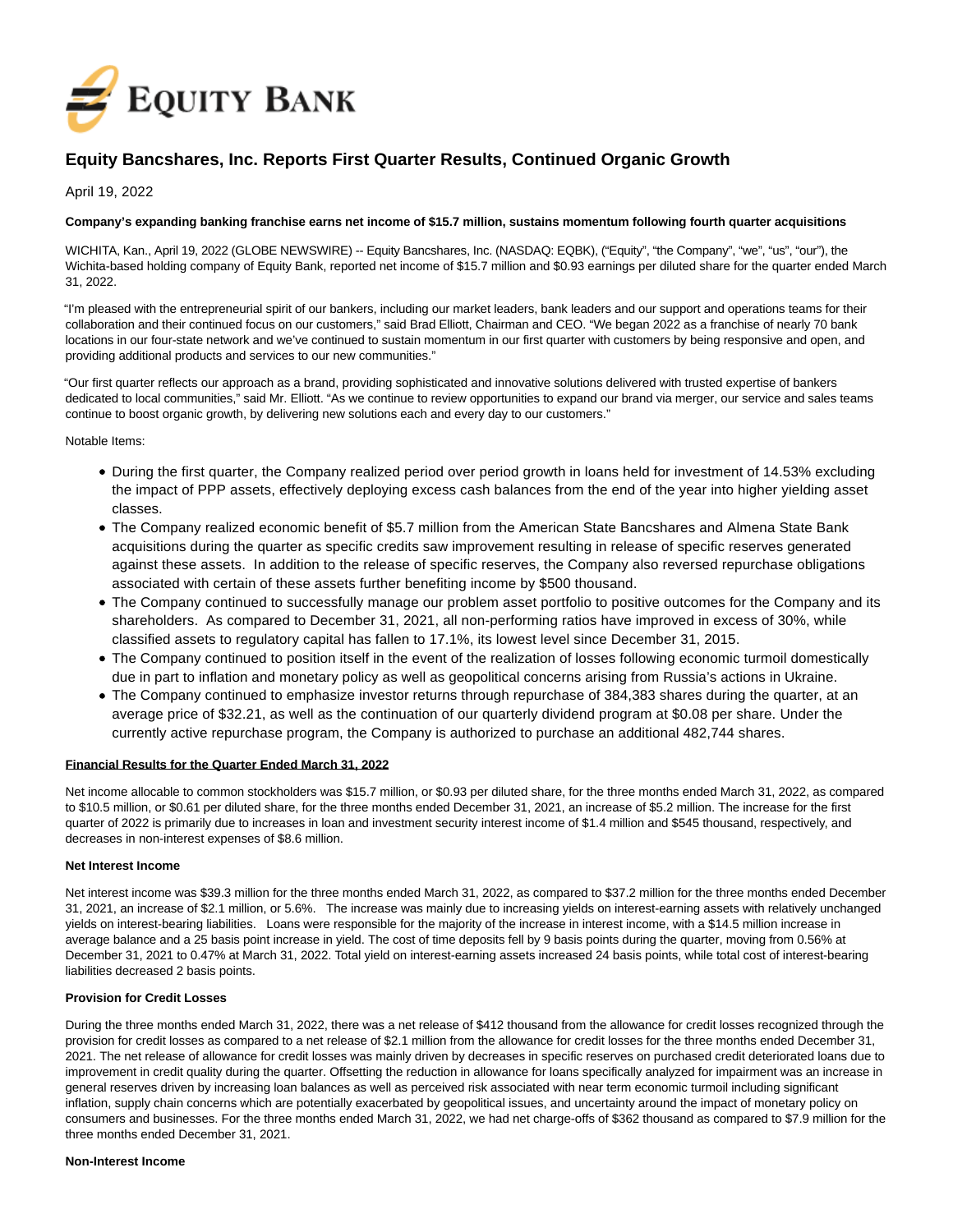# Equity Bancshares, Inc. Reports First Quarter Results, Continued Organic Growth

April 19, 2022

**Company's expanding banking franchise earns net income of $15.7 million, sustains momentum following fourth quarter acquisitions**

WICHITA, Kan., April 19, 2022 (GLOBE NEWSWIRE) -- Equity Bancshares, Inc. (NASDAQ: EQBK), ("Equity", "the Company", "we", "us", "our"), the Wichita-based holding company of Equity Bank, reported net income of $15.7 million and $0.93 earnings per diluted share for the quarter ended March 31, 2022.

"I'm pleased with the entrepreneurial spirit of our bankers, including our market leaders, bank leaders and our support and operations teams for their collaboration and their continued focus on our customers," said Brad Elliott, Chairman and CEO. "We began 2022 as a franchise of nearly 70 bank locations in our four-state network and we've continued to sustain momentum in our first quarter with customers by being responsive and open, and providing additional products and services to our new communities."

"Our first quarter reflects our approach as a brand, providing sophisticated and innovative solutions delivered with trusted expertise of bankers dedicated to local communities," said Mr. Elliott. "As we continue to review opportunities to expand our brand via merger, our service and sales teams continue to boost organic growth, by delivering new solutions each and every day to our customers."

Notable Items:

- During the first quarter, the Company realized period over period growth in loans held for investment of 14.53% excluding the impact of PPP assets, effectively deploying excess cash balances from the end of the year into higher yielding asset classes.
- The Company realized economic benefit of $5.7 million from the American State Bancshares and Almena State Bank acquisitions during the quarter as specific credits saw improvement resulting in release of specific reserves generated against these assets. In addition to the release of specific reserves, the Company also reversed repurchase obligations associated with certain of these assets further benefiting income by $500 thousand.
- The Company continued to successfully manage our problem asset portfolio to positive outcomes for the Company and its shareholders. As compared to December 31, 2021, all non-performing ratios have improved in excess of 30%, while classified assets to regulatory capital has fallen to 17.1%, its lowest level since December 31, 2015.
- The Company continued to position itself in the event of the realization of losses following economic turmoil domestically due in part to inflation and monetary policy as well as geopolitical concerns arising from Russia's actions in Ukraine.
- The Company continued to emphasize investor returns through repurchase of 384,383 shares during the quarter, at an average price of $32.21, as well as the continuation of our quarterly dividend program at $0.08 per share. Under the currently active repurchase program, the Company is authorized to purchase an additional 482,744 shares.

**Financial Results for the Quarter Ended March 31, 2022**

Net income allocable to common stockholders was $15.7 million, or $0.93 per diluted share, for the three months ended March 31, 2022, as compared to $10.5 million, or $0.61 per diluted share, for the three months ended December 31, 2021, an increase of $5.2 million. The increase for the first quarter of 2022 is primarily due to increases in loan and investment security interest income of $1.4 million and $545 thousand, respectively, and decreases in non-interest expenses of $8.6 million.

**Net Interest Income**

Net interest income was $39.3 million for the three months ended March 31, 2022, as compared to $37.2 million for the three months ended December 31, 2021, an increase of $2.1 million, or 5.6%. The increase was mainly due to increasing yields on interest-earning assets with relatively unchanged yields on interest-bearing liabilities. Loans were responsible for the majority of the increase in interest income, with a $14.5 million increase in average balance and a 25 basis point increase in yield. The cost of time deposits fell by 9 basis points during the quarter, moving from 0.56% at December 31, 2021 to 0.47% at March 31, 2022. Total yield on interest-earning assets increased 24 basis points, while total cost of interest-bearing liabilities decreased 2 basis points.

**Provision for Credit Losses**

During the three months ended March 31, 2022, there was a net release of $412 thousand from the allowance for credit losses recognized through the provision for credit losses as compared to a net release of $2.1 million from the allowance for credit losses for the three months ended December 31, 2021. The net release of allowance for credit losses was mainly driven by decreases in specific reserves on purchased credit deteriorated loans due to improvement in credit quality during the quarter. Offsetting the reduction in allowance for loans specifically analyzed for impairment was an increase in general reserves driven by increasing loan balances as well as perceived risk associated with near term economic turmoil including significant inflation, supply chain concerns which are potentially exacerbated by geopolitical issues, and uncertainty around the impact of monetary policy on consumers and businesses. For the three months ended March 31, 2022, we had net charge-offs of $362 thousand as compared to $7.9 million for the three months ended December 31, 2021.

**Non-Interest Income**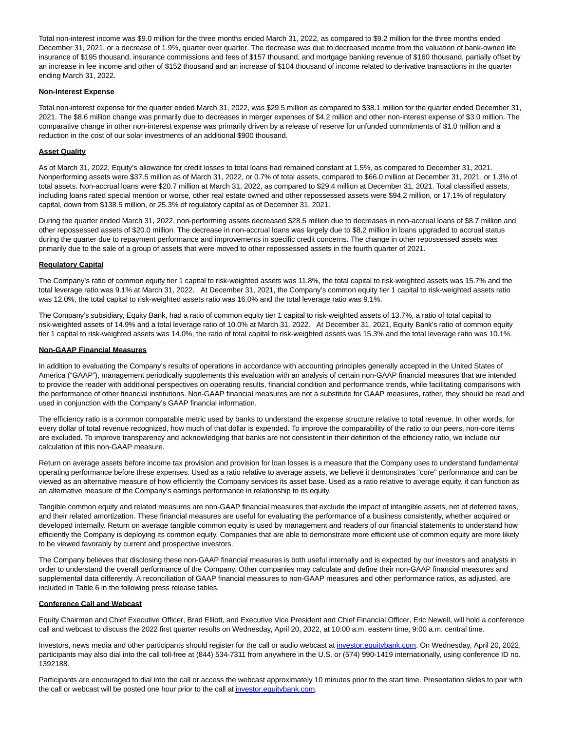Total non-interest income was $9.0 million for the three months ended March 31, 2022, as compared to $9.2 million for the three months ended December 31, 2021, or a decrease of 1.9%, quarter over quarter. The decrease was due to decreased income from the valuation of bank-owned life insurance of $195 thousand, insurance commissions and fees of $157 thousand, and mortgage banking revenue of $160 thousand, partially offset by an increase in fee income and other of $152 thousand and an increase of $104 thousand of income related to derivative transactions in the quarter ending March 31, 2022.

**Non-Interest Expense**

Total non-interest expense for the quarter ended March 31, 2022, was $29.5 million as compared to $38.1 million for the quarter ended December 31, 2021. The $8.6 million change was primarily due to decreases in merger expenses of $4.2 million and other non-interest expense of $3.0 million. The comparative change in other non-interest expense was primarily driven by a release of reserve for unfunded commitments of $1.0 million and a reduction in the cost of our solar investments of an additional $900 thousand.

**Asset Quality**

As of March 31, 2022, Equity's allowance for credit losses to total loans had remained constant at 1.5%, as compared to December 31, 2021. Nonperforming assets were $37.5 million as of March 31, 2022, or 0.7% of total assets, compared to $66.0 million at December 31, 2021, or 1.3% of total assets. Non-accrual loans were $20.7 million at March 31, 2022, as compared to $29.4 million at December 31, 2021. Total classified assets, including loans rated special mention or worse, other real estate owned and other repossessed assets were $94.2 million, or 17.1% of regulatory capital, down from $138.5 million, or 25.3% of regulatory capital as of December 31, 2021.

During the quarter ended March 31, 2022, non-performing assets decreased $28.5 million due to decreases in non-accrual loans of $8.7 million and other repossessed assets of $20.0 million. The decrease in non-accrual loans was largely due to $8.2 million in loans upgraded to accrual status during the quarter due to repayment performance and improvements in specific credit concerns. The change in other repossessed assets was primarily due to the sale of a group of assets that were moved to other repossessed assets in the fourth quarter of 2021.

**Regulatory Capital**

The Company's ratio of common equity tier 1 capital to risk-weighted assets was 11.8%, the total capital to risk-weighted assets was 15.7% and the total leverage ratio was 9.1% at March 31, 2022. At December 31, 2021, the Company's common equity tier 1 capital to risk-weighted assets ratio was 12.0%, the total capital to risk-weighted assets ratio was 16.0% and the total leverage ratio was 9.1%.

The Company's subsidiary, Equity Bank, had a ratio of common equity tier 1 capital to risk-weighted assets of 13.7%, a ratio of total capital to risk-weighted assets of 14.9% and a total leverage ratio of 10.0% at March 31, 2022. At December 31, 2021, Equity Bank's ratio of common equity tier 1 capital to risk-weighted assets was 14.0%, the ratio of total capital to risk-weighted assets was 15.3% and the total leverage ratio was 10.1%.

**Non-GAAP Financial Measures**

In addition to evaluating the Company's results of operations in accordance with accounting principles generally accepted in the United States of America ("GAAP"), management periodically supplements this evaluation with an analysis of certain non-GAAP financial measures that are intended to provide the reader with additional perspectives on operating results, financial condition and performance trends, while facilitating comparisons with the performance of other financial institutions. Non-GAAP financial measures are not a substitute for GAAP measures, rather, they should be read and used in conjunction with the Company's GAAP financial information.

The efficiency ratio is a common comparable metric used by banks to understand the expense structure relative to total revenue. In other words, for every dollar of total revenue recognized, how much of that dollar is expended. To improve the comparability of the ratio to our peers, non-core items are excluded. To improve transparency and acknowledging that banks are not consistent in their definition of the efficiency ratio, we include our calculation of this non-GAAP measure.

Return on average assets before income tax provision and provision for loan losses is a measure that the Company uses to understand fundamental operating performance before these expenses. Used as a ratio relative to average assets, we believe it demonstrates "core" performance and can be viewed as an alternative measure of how efficiently the Company services its asset base. Used as a ratio relative to average equity, it can function as an alternative measure of the Company's earnings performance in relationship to its equity.

Tangible common equity and related measures are non-GAAP financial measures that exclude the impact of intangible assets, net of deferred taxes, and their related amortization. These financial measures are useful for evaluating the performance of a business consistently, whether acquired or developed internally. Return on average tangible common equity is used by management and readers of our financial statements to understand how efficiently the Company is deploying its common equity. Companies that are able to demonstrate more efficient use of common equity are more likely to be viewed favorably by current and prospective investors.

The Company believes that disclosing these non-GAAP financial measures is both useful internally and is expected by our investors and analysts in order to understand the overall performance of the Company. Other companies may calculate and define their non-GAAP financial measures and supplemental data differently. A reconciliation of GAAP financial measures to non-GAAP measures and other performance ratios, as adjusted, are included in Table 6 in the following press release tables.

**Conference Call and Webcast**

Equity Chairman and Chief Executive Officer, Brad Elliott, and Executive Vice President and Chief Financial Officer, Eric Newell, will hold a conference call and webcast to discuss the 2022 first quarter results on Wednesday, April 20, 2022, at 10:00 a.m. eastern time, 9:00 a.m. central time.

Investors, news media and other participants should register for the call or audio webcast at investor.equitybank.com. On Wednesday, April 20, 2022, participants may also dial into the call toll-free at (844) 534-7311 from anywhere in the U.S. or (574) 990-1419 internationally, using conference ID no. 1392188.

Participants are encouraged to dial into the call or access the webcast approximately 10 minutes prior to the start time. Presentation slides to pair with the call or webcast will be posted one hour prior to the call at investor.equitybank.com.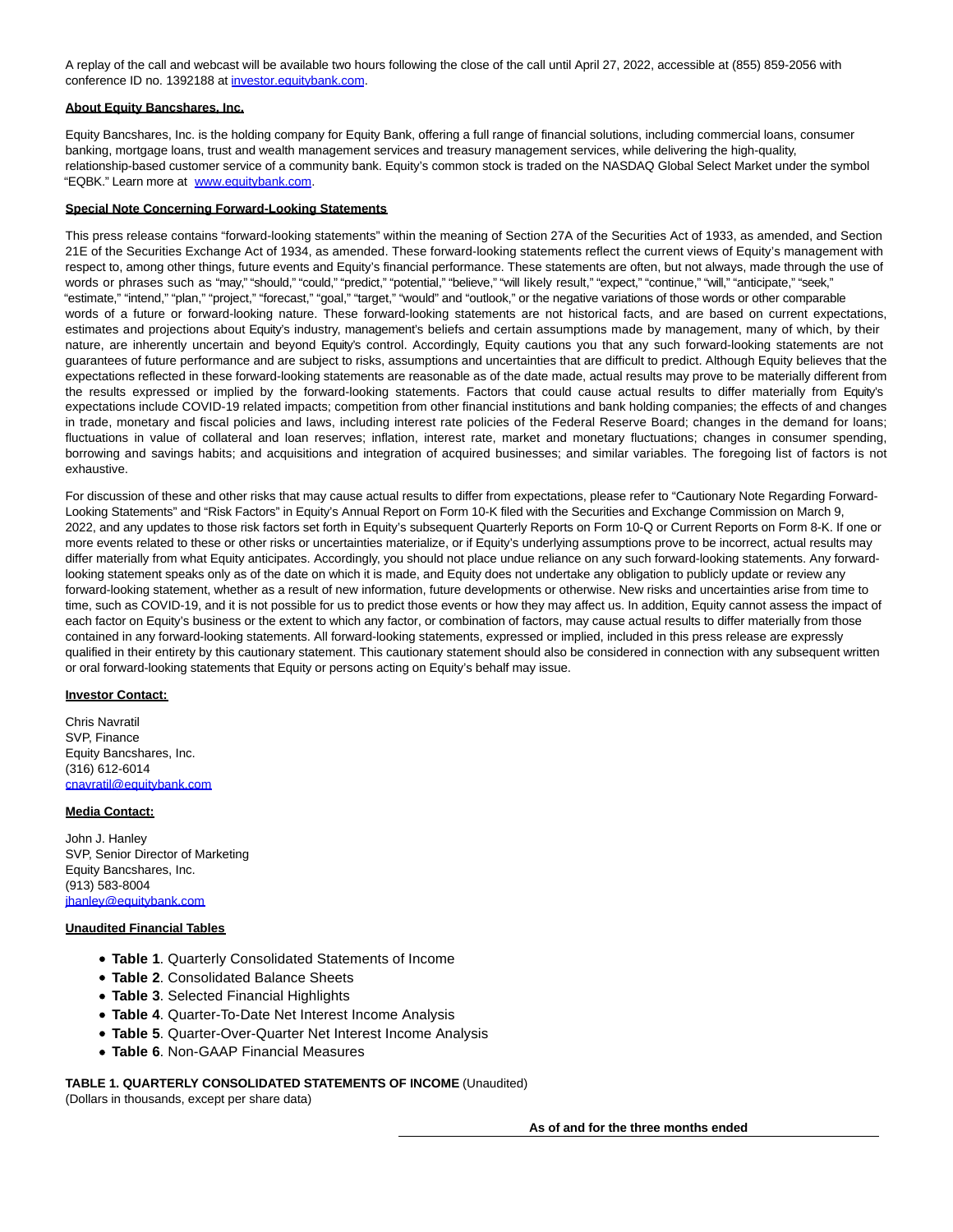A replay of the call and webcast will be available two hours following the close of the call until April 27, 2022, accessible at (855) 859-2056 with conference ID no. 1392188 at investor.equitybank.com.

**About Equity Bancshares, Inc.**

Equity Bancshares, Inc. is the holding company for Equity Bank, offering a full range of financial solutions, including commercial loans, consumer banking, mortgage loans, trust and wealth management services and treasury management services, while delivering the high-quality, relationship-based customer service of a community bank. Equity's common stock is traded on the NASDAQ Global Select Market under the symbol "EQBK." Learn more at www.equitybank.com.

**Special Note Concerning Forward-Looking Statements**

This press release contains "forward-looking statements" within the meaning of Section 27A of the Securities Act of 1933, as amended, and Section 21E of the Securities Exchange Act of 1934, as amended. These forward-looking statements reflect the current views of Equity's management with respect to, among other things, future events and Equity's financial performance. These statements are often, but not always, made through the use of words or phrases such as "may," "should," "could," "predict," "potential," "believe," "will likely result," "expect," "continue," "will," "anticipate," "seek," "estimate," "intend," "plan," "project," "forecast," "goal," "target," "would" and "outlook," or the negative variations of those words or other comparable words of a future or forward-looking nature. These forward-looking statements are not historical facts, and are based on current expectations, estimates and projections about Equity's industry, management's beliefs and certain assumptions made by management, many of which, by their nature, are inherently uncertain and beyond Equity's control. Accordingly, Equity cautions you that any such forward-looking statements are not guarantees of future performance and are subject to risks, assumptions and uncertainties that are difficult to predict. Although Equity believes that the expectations reflected in these forward-looking statements are reasonable as of the date made, actual results may prove to be materially different from the results expressed or implied by the forward-looking statements. Factors that could cause actual results to differ materially from Equity's expectations include COVID-19 related impacts; competition from other financial institutions and bank holding companies; the effects of and changes in trade, monetary and fiscal policies and laws, including interest rate policies of the Federal Reserve Board; changes in the demand for loans; fluctuations in value of collateral and loan reserves; inflation, interest rate, market and monetary fluctuations; changes in consumer spending, borrowing and savings habits; and acquisitions and integration of acquired businesses; and similar variables. The foregoing list of factors is not exhaustive.

For discussion of these and other risks that may cause actual results to differ from expectations, please refer to "Cautionary Note Regarding Forward-Looking Statements" and "Risk Factors" in Equity's Annual Report on Form 10-K filed with the Securities and Exchange Commission on March 9, 2022, and any updates to those risk factors set forth in Equity's subsequent Quarterly Reports on Form 10-Q or Current Reports on Form 8-K. If one or more events related to these or other risks or uncertainties materialize, or if Equity's underlying assumptions prove to be incorrect, actual results may differ materially from what Equity anticipates. Accordingly, you should not place undue reliance on any such forward-looking statements. Any forward-looking statement speaks only as of the date on which it is made, and Equity does not undertake any obligation to publicly update or review any forward-looking statement, whether as a result of new information, future developments or otherwise. New risks and uncertainties arise from time to time, such as COVID-19, and it is not possible for us to predict those events or how they may affect us. In addition, Equity cannot assess the impact of each factor on Equity's business or the extent to which any factor, or combination of factors, may cause actual results to differ materially from those contained in any forward-looking statements. All forward-looking statements, expressed or implied, included in this press release are expressly qualified in their entirety by this cautionary statement. This cautionary statement should also be considered in connection with any subsequent written or oral forward-looking statements that Equity or persons acting on Equity's behalf may issue.

**Investor Contact:**

Chris Navratil
SVP, Finance
Equity Bancshares, Inc.
(316) 612-6014
cnavratil@equitybank.com

**Media Contact:**

John J. Hanley
SVP, Senior Director of Marketing
Equity Bancshares, Inc.
(913) 583-8004
jhanley@equitybank.com

**Unaudited Financial Tables**

- **Table 1**. Quarterly Consolidated Statements of Income
- **Table 2**. Consolidated Balance Sheets
- **Table 3**. Selected Financial Highlights
- **Table 4**. Quarter-To-Date Net Interest Income Analysis
- **Table 5**. Quarter-Over-Quarter Net Interest Income Analysis
- **Table 6**. Non-GAAP Financial Measures

**TABLE 1. QUARTERLY CONSOLIDATED STATEMENTS OF INCOME** (Unaudited)
(Dollars in thousands, except per share data)

**As of and for the three months ended**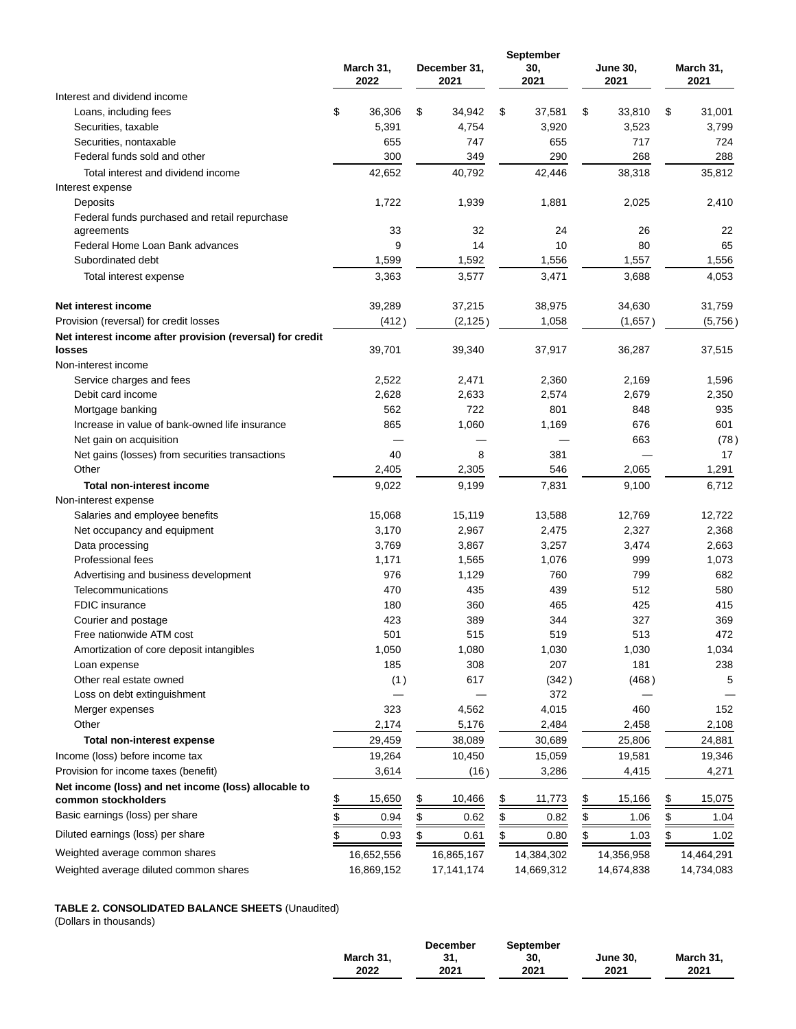| | March 31, 2022 | December 31, 2021 | September 30, 2021 | June 30, 2021 | March 31, 2021 |
|---|---|---|---|---|---|
| Interest and dividend income | | | | | |
| Loans, including fees | $ 36,306 | $ 34,942 | $ 37,581 | $ 33,810 | $ 31,001 |
| Securities, taxable | 5,391 | 4,754 | 3,920 | 3,523 | 3,799 |
| Securities, nontaxable | 655 | 747 | 655 | 717 | 724 |
| Federal funds sold and other | 300 | 349 | 290 | 268 | 288 |
| Total interest and dividend income | 42,652 | 40,792 | 42,446 | 38,318 | 35,812 |
| Interest expense | | | | | |
| Deposits | 1,722 | 1,939 | 1,881 | 2,025 | 2,410 |
| Federal funds purchased and retail repurchase agreements | 33 | 32 | 24 | 26 | 22 |
| Federal Home Loan Bank advances | 9 | 14 | 10 | 80 | 65 |
| Subordinated debt | 1,599 | 1,592 | 1,556 | 1,557 | 1,556 |
| Total interest expense | 3,363 | 3,577 | 3,471 | 3,688 | 4,053 |
| **Net interest income** | 39,289 | 37,215 | 38,975 | 34,630 | 31,759 |
| Provision (reversal) for credit losses | (412) | (2,125) | 1,058 | (1,657) | (5,756) |
| **Net interest income after provision (reversal) for credit losses** | 39,701 | 39,340 | 37,917 | 36,287 | 37,515 |
| Non-interest income | | | | | |
| Service charges and fees | 2,522 | 2,471 | 2,360 | 2,169 | 1,596 |
| Debit card income | 2,628 | 2,633 | 2,574 | 2,679 | 2,350 |
| Mortgage banking | 562 | 722 | 801 | 848 | 935 |
| Increase in value of bank-owned life insurance | 865 | 1,060 | 1,169 | 676 | 601 |
| Net gain on acquisition | — | — | — | 663 | (78) |
| Net gains (losses) from securities transactions | 40 | 8 | 381 | — | 17 |
| Other | 2,405 | 2,305 | 546 | 2,065 | 1,291 |
| **Total non-interest income** | 9,022 | 9,199 | 7,831 | 9,100 | 6,712 |
| Non-interest expense | | | | | |
| Salaries and employee benefits | 15,068 | 15,119 | 13,588 | 12,769 | 12,722 |
| Net occupancy and equipment | 3,170 | 2,967 | 2,475 | 2,327 | 2,368 |
| Data processing | 3,769 | 3,867 | 3,257 | 3,474 | 2,663 |
| Professional fees | 1,171 | 1,565 | 1,076 | 999 | 1,073 |
| Advertising and business development | 976 | 1,129 | 760 | 799 | 682 |
| Telecommunications | 470 | 435 | 439 | 512 | 580 |
| FDIC insurance | 180 | 360 | 465 | 425 | 415 |
| Courier and postage | 423 | 389 | 344 | 327 | 369 |
| Free nationwide ATM cost | 501 | 515 | 519 | 513 | 472 |
| Amortization of core deposit intangibles | 1,050 | 1,080 | 1,030 | 1,030 | 1,034 |
| Loan expense | 185 | 308 | 207 | 181 | 238 |
| Other real estate owned | (1) | 617 | (342) | (468) | 5 |
| Loss on debt extinguishment | — | — | 372 | — | — |
| Merger expenses | 323 | 4,562 | 4,015 | 460 | 152 |
| Other | 2,174 | 5,176 | 2,484 | 2,458 | 2,108 |
| **Total non-interest expense** | 29,459 | 38,089 | 30,689 | 25,806 | 24,881 |
| Income (loss) before income tax | 19,264 | 10,450 | 15,059 | 19,581 | 19,346 |
| Provision for income taxes (benefit) | 3,614 | (16) | 3,286 | 4,415 | 4,271 |
| **Net income (loss) and net income (loss) allocable to common stockholders** | $ 15,650 | $ 10,466 | $ 11,773 | $ 15,166 | $ 15,075 |
| Basic earnings (loss) per share | $ 0.94 | $ 0.62 | $ 0.82 | $ 1.06 | $ 1.04 |
| Diluted earnings (loss) per share | $ 0.93 | $ 0.61 | $ 0.80 | $ 1.03 | $ 1.02 |
| Weighted average common shares | 16,652,556 | 16,865,167 | 14,384,302 | 14,356,958 | 14,464,291 |
| Weighted average diluted common shares | 16,869,152 | 17,141,174 | 14,669,312 | 14,674,838 | 14,734,083 |

**TABLE 2. CONSOLIDATED BALANCE SHEETS** (Unaudited)
(Dollars in thousands)

| | March 31, 2022 | December 31, 2021 | September 30, 2021 | June 30, 2021 | March 31, 2021 |
|---|---|---|---|---|---|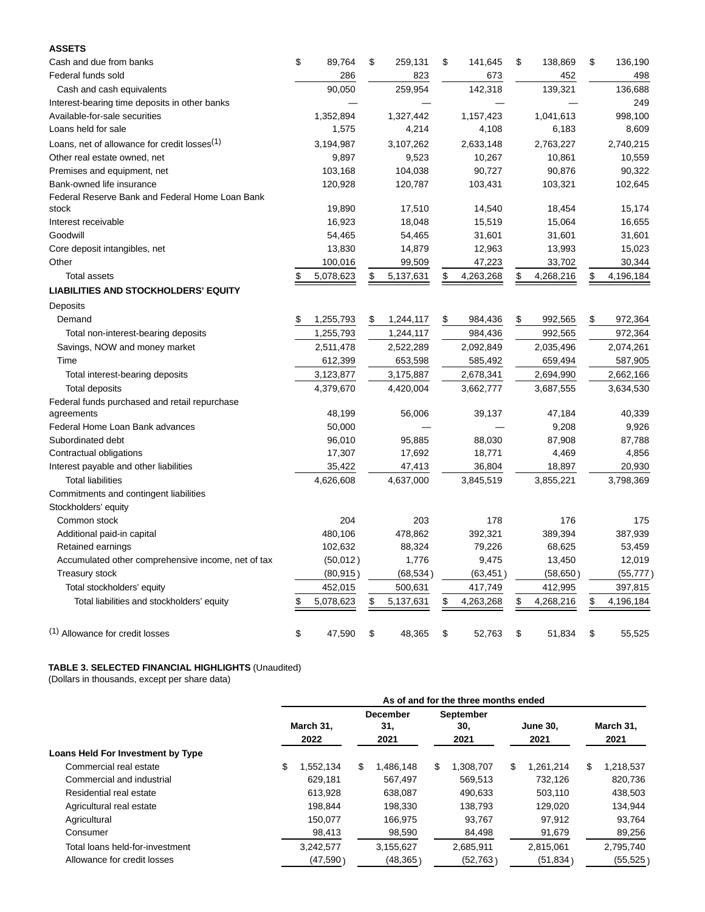| | | | | | |
|---|---|---|---|---|---|
| **ASSETS** | | | | | |
| Cash and due from banks | $ 89,764 | $ 259,131 | $ 141,645 | $ 138,869 | $ 136,190 |
| Federal funds sold | 286 | 823 | 673 | 452 | 498 |
| Cash and cash equivalents | 90,050 | 259,954 | 142,318 | 139,321 | 136,688 |
| Interest-bearing time deposits in other banks | — | — | — | — | 249 |
| Available-for-sale securities | 1,352,894 | 1,327,442 | 1,157,423 | 1,041,613 | 998,100 |
| Loans held for sale | 1,575 | 4,214 | 4,108 | 6,183 | 8,609 |
| Loans, net of allowance for credit losses(1) | 3,194,987 | 3,107,262 | 2,633,148 | 2,763,227 | 2,740,215 |
| Other real estate owned, net | 9,897 | 9,523 | 10,267 | 10,861 | 10,559 |
| Premises and equipment, net | 103,168 | 104,038 | 90,727 | 90,876 | 90,322 |
| Bank-owned life insurance | 120,928 | 120,787 | 103,431 | 103,321 | 102,645 |
| Federal Reserve Bank and Federal Home Loan Bank stock | 19,890 | 17,510 | 14,540 | 18,454 | 15,174 |
| Interest receivable | 16,923 | 18,048 | 15,519 | 15,064 | 16,655 |
| Goodwill | 54,465 | 54,465 | 31,601 | 31,601 | 31,601 |
| Core deposit intangibles, net | 13,830 | 14,879 | 12,963 | 13,993 | 15,023 |
| Other | 100,016 | 99,509 | 47,223 | 33,702 | 30,344 |
| Total assets | $ 5,078,623 | $ 5,137,631 | $ 4,263,268 | $ 4,268,216 | $ 4,196,184 |
| **LIABILITIES AND STOCKHOLDERS' EQUITY** | | | | | |
| Deposits | | | | | |
| Demand | $ 1,255,793 | $ 1,244,117 | $ 984,436 | $ 992,565 | $ 972,364 |
| Total non-interest-bearing deposits | 1,255,793 | 1,244,117 | 984,436 | 992,565 | 972,364 |
| Savings, NOW and money market | 2,511,478 | 2,522,289 | 2,092,849 | 2,035,496 | 2,074,261 |
| Time | 612,399 | 653,598 | 585,492 | 659,494 | 587,905 |
| Total interest-bearing deposits | 3,123,877 | 3,175,887 | 2,678,341 | 2,694,990 | 2,662,166 |
| Total deposits | 4,379,670 | 4,420,004 | 3,662,777 | 3,687,555 | 3,634,530 |
| Federal funds purchased and retail repurchase agreements | 48,199 | 56,006 | 39,137 | 47,184 | 40,339 |
| Federal Home Loan Bank advances | 50,000 | — | — | 9,208 | 9,926 |
| Subordinated debt | 96,010 | 95,885 | 88,030 | 87,908 | 87,788 |
| Contractual obligations | 17,307 | 17,692 | 18,771 | 4,469 | 4,856 |
| Interest payable and other liabilities | 35,422 | 47,413 | 36,804 | 18,897 | 20,930 |
| Total liabilities | 4,626,608 | 4,637,000 | 3,845,519 | 3,855,221 | 3,798,369 |
| Commitments and contingent liabilities | | | | | |
| Stockholders' equity | | | | | |
| Common stock | 204 | 203 | 178 | 176 | 175 |
| Additional paid-in capital | 480,106 | 478,862 | 392,321 | 389,394 | 387,939 |
| Retained earnings | 102,632 | 88,324 | 79,226 | 68,625 | 53,459 |
| Accumulated other comprehensive income, net of tax | (50,012) | 1,776 | 9,475 | 13,450 | 12,019 |
| Treasury stock | (80,915) | (68,534) | (63,451) | (58,650) | (55,777) |
| Total stockholders' equity | 452,015 | 500,631 | 417,749 | 412,995 | 397,815 |
| Total liabilities and stockholders' equity | $ 5,078,623 | $ 5,137,631 | $ 4,263,268 | $ 4,268,216 | $ 4,196,184 |
| | | | | | |
| (1) Allowance for credit losses | $ 47,590 | $ 48,365 | $ 52,763 | $ 51,834 | $ 55,525 |

**TABLE 3. SELECTED FINANCIAL HIGHLIGHTS** (Unaudited)
(Dollars in thousands, except per share data)

| | As of and for the three months ended | | | | |
|---|---|---|---|---|---|
| | March 31, 2022 | December 31, 2021 | September 30, 2021 | June 30, 2021 | March 31, 2021 |
| **Loans Held For Investment by Type** | | | | | |
| Commercial real estate | $ 1,552,134 | $ 1,486,148 | $ 1,308,707 | $ 1,261,214 | $ 1,218,537 |
| Commercial and industrial | 629,181 | 567,497 | 569,513 | 732,126 | 820,736 |
| Residential real estate | 613,928 | 638,087 | 490,633 | 503,110 | 438,503 |
| Agricultural real estate | 198,844 | 198,330 | 138,793 | 129,020 | 134,944 |
| Agricultural | 150,077 | 166,975 | 93,767 | 97,912 | 93,764 |
| Consumer | 98,413 | 98,590 | 84,498 | 91,679 | 89,256 |
| Total loans held-for-investment | 3,242,577 | 3,155,627 | 2,685,911 | 2,815,061 | 2,795,740 |
| Allowance for credit losses | (47,590) | (48,365) | (52,763) | (51,834) | (55,525) |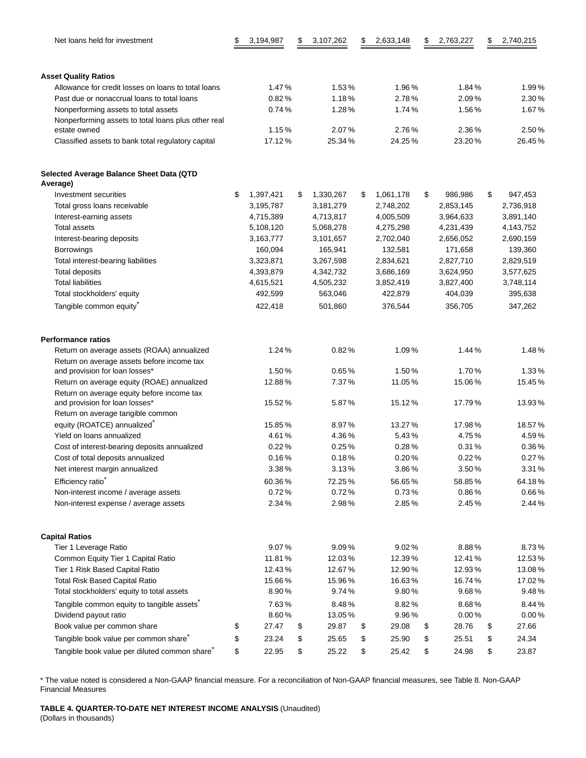| | | | | | |
|---|---|---|---|---|---|
| Net loans held for investment | $ 3,194,987 | $ 3,107,262 | $ 2,633,148 | $ 2,763,227 | $ 2,740,215 |
| | | | | | |
| **Asset Quality Ratios** | | | | | |
| Allowance for credit losses on loans to total loans | 1.47% | 1.53% | 1.96% | 1.84% | 1.99% |
| Past due or nonaccrual loans to total loans | 0.82% | 1.18% | 2.78% | 2.09% | 2.30% |
| Nonperforming assets to total assets | 0.74% | 1.28% | 1.74% | 1.56% | 1.67% |
| Nonperforming assets to total loans plus other real estate owned | 1.15% | 2.07% | 2.76% | 2.36% | 2.50% |
| Classified assets to bank total regulatory capital | 17.12% | 25.34% | 24.25% | 23.20% | 26.45% |
| | | | | | |
| **Selected Average Balance Sheet Data (QTD Average)** | | | | | |
| Investment securities | $ 1,397,421 | $ 1,330,267 | $ 1,061,178 | $ 986,986 | $ 947,453 |
| Total gross loans receivable | 3,195,787 | 3,181,279 | 2,748,202 | 2,853,145 | 2,736,918 |
| Interest-earning assets | 4,715,389 | 4,713,817 | 4,005,509 | 3,964,633 | 3,891,140 |
| Total assets | 5,108,120 | 5,068,278 | 4,275,298 | 4,231,439 | 4,143,752 |
| Interest-bearing deposits | 3,163,777 | 3,101,657 | 2,702,040 | 2,656,052 | 2,690,159 |
| Borrowings | 160,094 | 165,941 | 132,581 | 171,658 | 139,360 |
| Total interest-bearing liabilities | 3,323,871 | 3,267,598 | 2,834,621 | 2,827,710 | 2,829,519 |
| Total deposits | 4,393,879 | 4,342,732 | 3,686,169 | 3,624,950 | 3,577,625 |
| Total liabilities | 4,615,521 | 4,505,232 | 3,852,419 | 3,827,400 | 3,748,114 |
| Total stockholders' equity | 492,599 | 563,046 | 422,879 | 404,039 | 395,638 |
| Tangible common equity* | 422,418 | 501,860 | 376,544 | 356,705 | 347,262 |
| | | | | | |
| **Performance ratios** | | | | | |
| Return on average assets (ROAA) annualized | 1.24% | 0.82% | 1.09% | 1.44% | 1.48% |
| Return on average assets before income tax and provision for loan losses* | 1.50% | 0.65% | 1.50% | 1.70% | 1.33% |
| Return on average equity (ROAE) annualized | 12.88% | 7.37% | 11.05% | 15.06% | 15.45% |
| Return on average equity before income tax and provision for loan losses* | 15.52% | 5.87% | 15.12% | 17.79% | 13.93% |
| Return on average tangible common equity (ROATCE) annualized* | 15.85% | 8.97% | 13.27% | 17.98% | 18.57% |
| Yield on loans annualized | 4.61% | 4.36% | 5.43% | 4.75% | 4.59% |
| Cost of interest-bearing deposits annualized | 0.22% | 0.25% | 0.28% | 0.31% | 0.36% |
| Cost of total deposits annualized | 0.16% | 0.18% | 0.20% | 0.22% | 0.27% |
| Net interest margin annualized | 3.38% | 3.13% | 3.86% | 3.50% | 3.31% |
| Efficiency ratio* | 60.36% | 72.25% | 56.65% | 58.85% | 64.18% |
| Non-interest income / average assets | 0.72% | 0.72% | 0.73% | 0.86% | 0.66% |
| Non-interest expense / average assets | 2.34% | 2.98% | 2.85% | 2.45% | 2.44% |
| | | | | | |
| **Capital Ratios** | | | | | |
| Tier 1 Leverage Ratio | 9.07% | 9.09% | 9.02% | 8.88% | 8.73% |
| Common Equity Tier 1 Capital Ratio | 11.81% | 12.03% | 12.39% | 12.41% | 12.53% |
| Tier 1 Risk Based Capital Ratio | 12.43% | 12.67% | 12.90% | 12.93% | 13.08% |
| Total Risk Based Capital Ratio | 15.66% | 15.96% | 16.63% | 16.74% | 17.02% |
| Total stockholders' equity to total assets | 8.90% | 9.74% | 9.80% | 9.68% | 9.48% |
| Tangible common equity to tangible assets* | 7.63% | 8.48% | 8.82% | 8.68% | 8.44% |
| Dividend payout ratio | 8.60% | 13.05% | 9.96% | 0.00% | 0.00% |
| Book value per common share | $ 27.47 | $ 29.87 | $ 29.08 | $ 28.76 | $ 27.66 |
| Tangible book value per common share* | $ 23.24 | $ 25.65 | $ 25.90 | $ 25.51 | $ 24.34 |
| Tangible book value per diluted common share* | $ 22.95 | $ 25.22 | $ 25.42 | $ 24.98 | $ 23.87 |

* The value noted is considered a Non-GAAP financial measure. For a reconciliation of Non-GAAP financial measures, see Table 8. Non-GAAP Financial Measures

**TABLE 4. QUARTER-TO-DATE NET INTEREST INCOME ANALYSIS** (Unaudited)
(Dollars in thousands)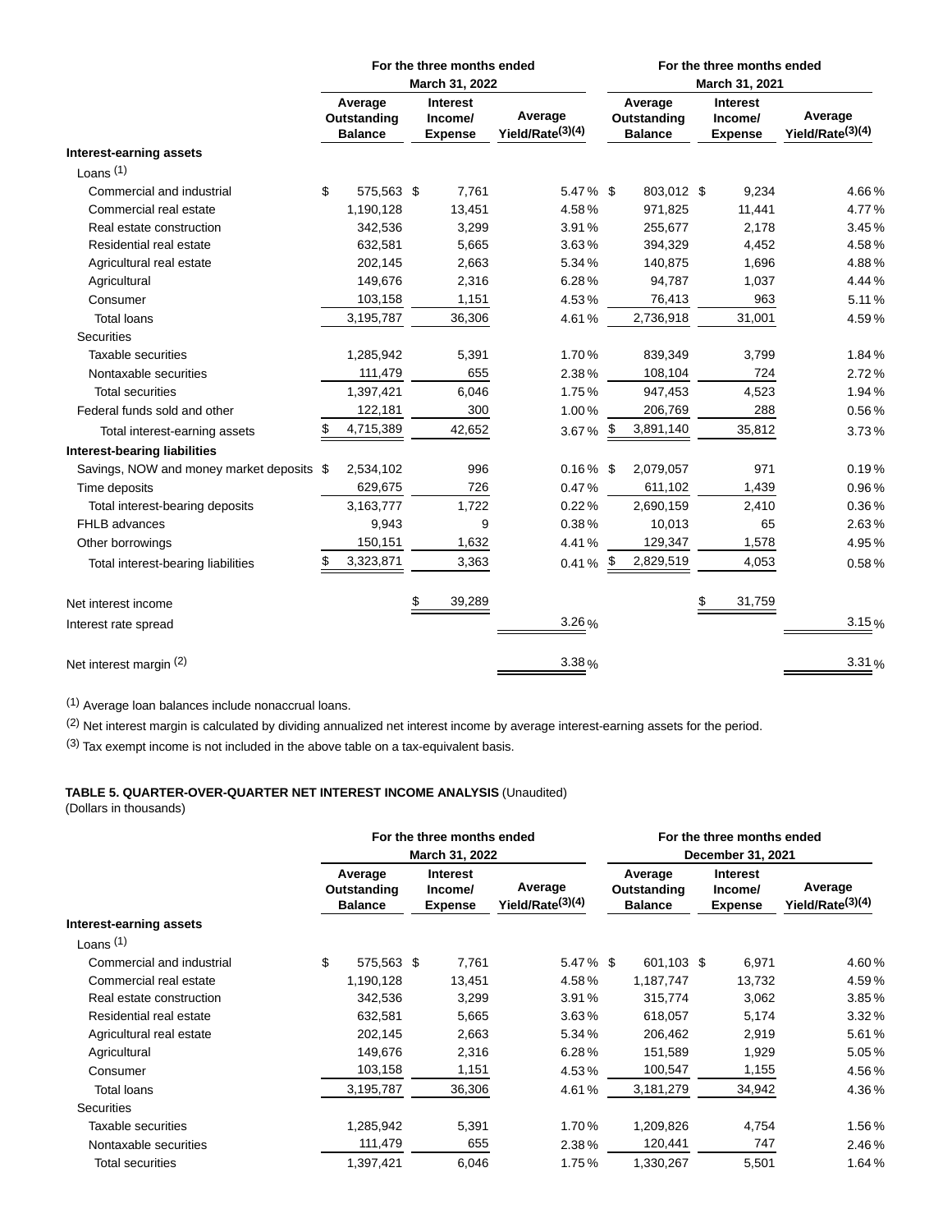| | For the three months ended March 31, 2022 | | | For the three months ended March 31, 2021 | | |
|---|---|---|---|---|---|---|
| | Average Outstanding Balance | Interest Income/ Expense | Average Yield/Rate(3)(4) | Average Outstanding Balance | Interest Income/ Expense | Average Yield/Rate(3)(4) |
| **Interest-earning assets** | | | | | | |
| Loans (1) | | | | | | |
| Commercial and industrial | $ 575,563 | $ 7,761 | 5.47 % | $ 803,012 | $ 9,234 | 4.66 % |
| Commercial real estate | 1,190,128 | 13,451 | 4.58 % | 971,825 | 11,441 | 4.77 % |
| Real estate construction | 342,536 | 3,299 | 3.91 % | 255,677 | 2,178 | 3.45 % |
| Residential real estate | 632,581 | 5,665 | 3.63 % | 394,329 | 4,452 | 4.58 % |
| Agricultural real estate | 202,145 | 2,663 | 5.34 % | 140,875 | 1,696 | 4.88 % |
| Agricultural | 149,676 | 2,316 | 6.28 % | 94,787 | 1,037 | 4.44 % |
| Consumer | 103,158 | 1,151 | 4.53 % | 76,413 | 963 | 5.11 % |
| Total loans | 3,195,787 | 36,306 | 4.61 % | 2,736,918 | 31,001 | 4.59 % |
| Securities | | | | | | |
| Taxable securities | 1,285,942 | 5,391 | 1.70 % | 839,349 | 3,799 | 1.84 % |
| Nontaxable securities | 111,479 | 655 | 2.38 % | 108,104 | 724 | 2.72 % |
| Total securities | 1,397,421 | 6,046 | 1.75 % | 947,453 | 4,523 | 1.94 % |
| Federal funds sold and other | 122,181 | 300 | 1.00 % | 206,769 | 288 | 0.56 % |
| Total interest-earning assets | $ 4,715,389 | 42,652 | 3.67 % | $ 3,891,140 | 35,812 | 3.73 % |
| **Interest-bearing liabilities** | | | | | | |
| Savings, NOW and money market deposits | $ 2,534,102 | 996 | 0.16 % | $ 2,079,057 | 971 | 0.19 % |
| Time deposits | 629,675 | 726 | 0.47 % | 611,102 | 1,439 | 0.96 % |
| Total interest-bearing deposits | 3,163,777 | 1,722 | 0.22 % | 2,690,159 | 2,410 | 0.36 % |
| FHLB advances | 9,943 | 9 | 0.38 % | 10,013 | 65 | 2.63 % |
| Other borrowings | 150,151 | 1,632 | 4.41 % | 129,347 | 1,578 | 4.95 % |
| Total interest-bearing liabilities | $ 3,323,871 | 3,363 | 0.41 % | $ 2,829,519 | 4,053 | 0.58 % |
| Net interest income | | $ 39,289 | | | $ 31,759 | |
| Interest rate spread | | | 3.26 % | | | 3.15 % |
| Net interest margin (2) | | | 3.38 % | | | 3.31 % |

(1) Average loan balances include nonaccrual loans.

(2) Net interest margin is calculated by dividing annualized net interest income by average interest-earning assets for the period.

(3) Tax exempt income is not included in the above table on a tax-equivalent basis.

**TABLE 5. QUARTER-OVER-QUARTER NET INTEREST INCOME ANALYSIS** (Unaudited)
(Dollars in thousands)

| | For the three months ended March 31, 2022 | | | For the three months ended December 31, 2021 | | |
|---|---|---|---|---|---|---|
| | Average Outstanding Balance | Interest Income/ Expense | Average Yield/Rate(3)(4) | Average Outstanding Balance | Interest Income/ Expense | Average Yield/Rate(3)(4) |
| **Interest-earning assets** | | | | | | |
| Loans (1) | | | | | | |
| Commercial and industrial | $ 575,563 | $ 7,761 | 5.47 % | $ 601,103 | $ 6,971 | 4.60 % |
| Commercial real estate | 1,190,128 | 13,451 | 4.58 % | 1,187,747 | 13,732 | 4.59 % |
| Real estate construction | 342,536 | 3,299 | 3.91 % | 315,774 | 3,062 | 3.85 % |
| Residential real estate | 632,581 | 5,665 | 3.63 % | 618,057 | 5,174 | 3.32 % |
| Agricultural real estate | 202,145 | 2,663 | 5.34 % | 206,462 | 2,919 | 5.61 % |
| Agricultural | 149,676 | 2,316 | 6.28 % | 151,589 | 1,929 | 5.05 % |
| Consumer | 103,158 | 1,151 | 4.53 % | 100,547 | 1,155 | 4.56 % |
| Total loans | 3,195,787 | 36,306 | 4.61 % | 3,181,279 | 34,942 | 4.36 % |
| Securities | | | | | | |
| Taxable securities | 1,285,942 | 5,391 | 1.70 % | 1,209,826 | 4,754 | 1.56 % |
| Nontaxable securities | 111,479 | 655 | 2.38 % | 120,441 | 747 | 2.46 % |
| Total securities | 1,397,421 | 6,046 | 1.75 % | 1,330,267 | 5,501 | 1.64 % |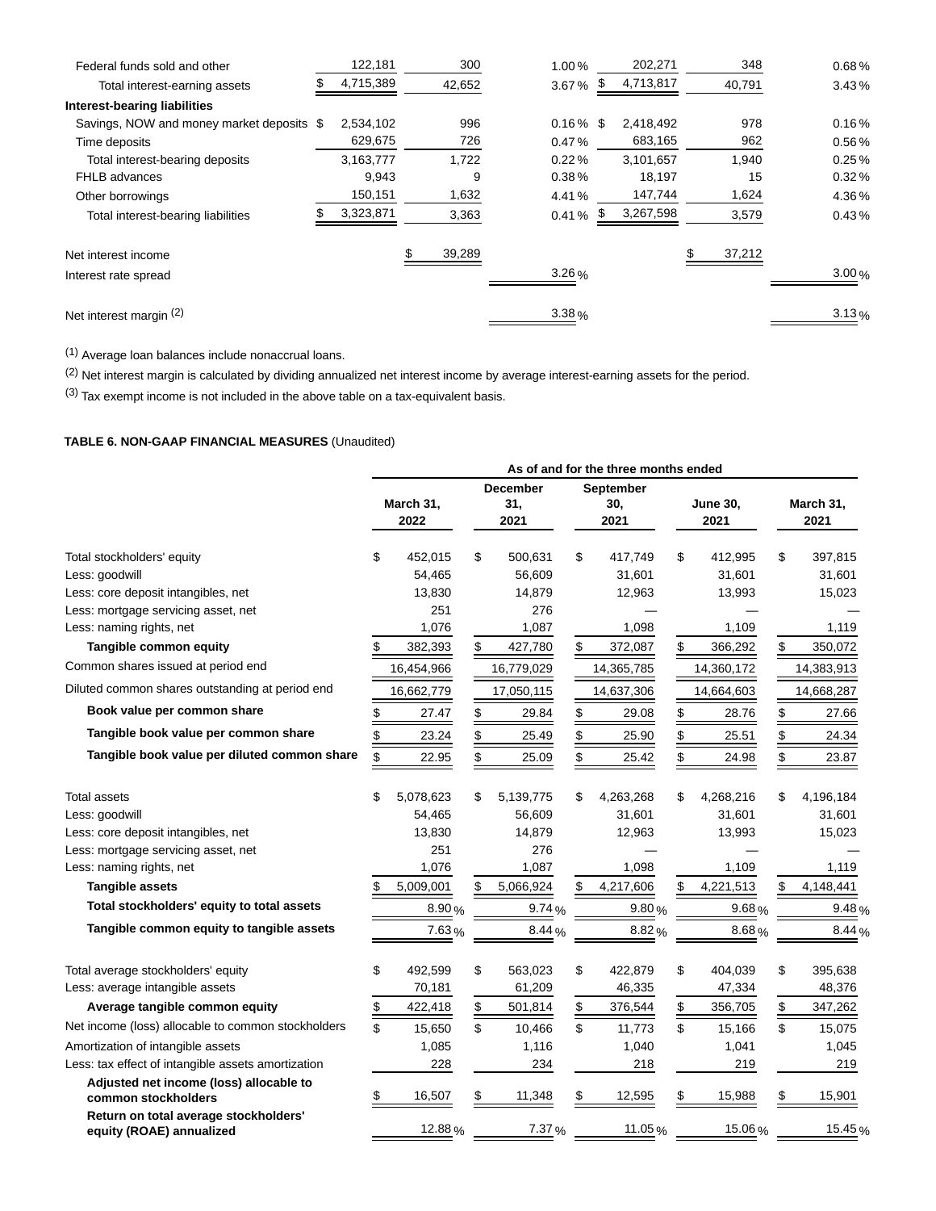| | | | | | | |
|---|---|---|---|---|---|---|
| Federal funds sold and other | 122,181 | 300 | 1.00 % | 202,271 | 348 | 0.68 % |
| Total interest-earning assets | $ 4,715,389 | 42,652 | 3.67 % | $ 4,713,817 | 40,791 | 3.43 % |
| **Interest-bearing liabilities** | | | | | | |
| Savings, NOW and money market deposits | $ 2,534,102 | 996 | 0.16 % | $ 2,418,492 | 978 | 0.16 % |
| Time deposits | 629,675 | 726 | 0.47 % | 683,165 | 962 | 0.56 % |
| Total interest-bearing deposits | 3,163,777 | 1,722 | 0.22 % | 3,101,657 | 1,940 | 0.25 % |
| FHLB advances | 9,943 | 9 | 0.38 % | 18,197 | 15 | 0.32 % |
| Other borrowings | 150,151 | 1,632 | 4.41 % | 147,744 | 1,624 | 4.36 % |
| Total interest-bearing liabilities | $ 3,323,871 | 3,363 | 0.41 % | $ 3,267,598 | 3,579 | 0.43 % |
| | | | | | | |
| Net interest income | | $ 39,289 | | | $ 37,212 | |
| Interest rate spread | | | 3.26 % | | | 3.00 % |
| | | | | | | |
| Net interest margin [2] | | | 3.38 % | | | 3.13 % |

[1] Average loan balances include nonaccrual loans.

[2] Net interest margin is calculated by dividing annualized net interest income by average interest-earning assets for the period.

[3] Tax exempt income is not included in the above table on a tax-equivalent basis.

**TABLE 6. NON-GAAP FINANCIAL MEASURES** (Unaudited)

| | As of and for the three months ended | | | | |
|---|---|---|---|---|---|
| | March 31, 2022 | December 31, 2021 | September 30, 2021 | June 30, 2021 | March 31, 2021 |
| Total stockholders' equity | $ 452,015 | $ 500,631 | $ 417,749 | $ 412,995 | $ 397,815 |
| Less: goodwill | 54,465 | 56,609 | 31,601 | 31,601 | 31,601 |
| Less: core deposit intangibles, net | 13,830 | 14,879 | 12,963 | 13,993 | 15,023 |
| Less: mortgage servicing asset, net | 251 | 276 | — | — | — |
| Less: naming rights, net | 1,076 | 1,087 | 1,098 | 1,109 | 1,119 |
| **Tangible common equity** | $ 382,393 | $ 427,780 | $ 372,087 | $ 366,292 | $ 350,072 |
| Common shares issued at period end | 16,454,966 | 16,779,029 | 14,365,785 | 14,360,172 | 14,383,913 |
| Diluted common shares outstanding at period end | 16,662,779 | 17,050,115 | 14,637,306 | 14,664,603 | 14,668,287 |
| **Book value per common share** | $ 27.47 | $ 29.84 | $ 29.08 | $ 28.76 | $ 27.66 |
| **Tangible book value per common share** | $ 23.24 | $ 25.49 | $ 25.90 | $ 25.51 | $ 24.34 |
| **Tangible book value per diluted common share** | $ 22.95 | $ 25.09 | $ 25.42 | $ 24.98 | $ 23.87 |
| | | | | | |
| Total assets | $ 5,078,623 | $ 5,139,775 | $ 4,263,268 | $ 4,268,216 | $ 4,196,184 |
| Less: goodwill | 54,465 | 56,609 | 31,601 | 31,601 | 31,601 |
| Less: core deposit intangibles, net | 13,830 | 14,879 | 12,963 | 13,993 | 15,023 |
| Less: mortgage servicing asset, net | 251 | 276 | — | — | — |
| Less: naming rights, net | 1,076 | 1,087 | 1,098 | 1,109 | 1,119 |
| **Tangible assets** | $ 5,009,001 | $ 5,066,924 | $ 4,217,606 | $ 4,221,513 | $ 4,148,441 |
| **Total stockholders' equity to total assets** | 8.90 % | 9.74 % | 9.80 % | 9.68 % | 9.48 % |
| **Tangible common equity to tangible assets** | 7.63 % | 8.44 % | 8.82 % | 8.68 % | 8.44 % |
| | | | | | |
| Total average stockholders' equity | $ 492,599 | $ 563,023 | $ 422,879 | $ 404,039 | $ 395,638 |
| Less: average intangible assets | 70,181 | 61,209 | 46,335 | 47,334 | 48,376 |
| **Average tangible common equity** | $ 422,418 | $ 501,814 | $ 376,544 | $ 356,705 | $ 347,262 |
| Net income (loss) allocable to common stockholders | $ 15,650 | $ 10,466 | $ 11,773 | $ 15,166 | $ 15,075 |
| Amortization of intangible assets | 1,085 | 1,116 | 1,040 | 1,041 | 1,045 |
| Less: tax effect of intangible assets amortization | 228 | 234 | 218 | 219 | 219 |
| **Adjusted net income (loss) allocable to common stockholders** | $ 16,507 | $ 11,348 | $ 12,595 | $ 15,988 | $ 15,901 |
| **Return on total average stockholders' equity (ROAE) annualized** | 12.88 % | 7.37 % | 11.05 % | 15.06 % | 15.45 % |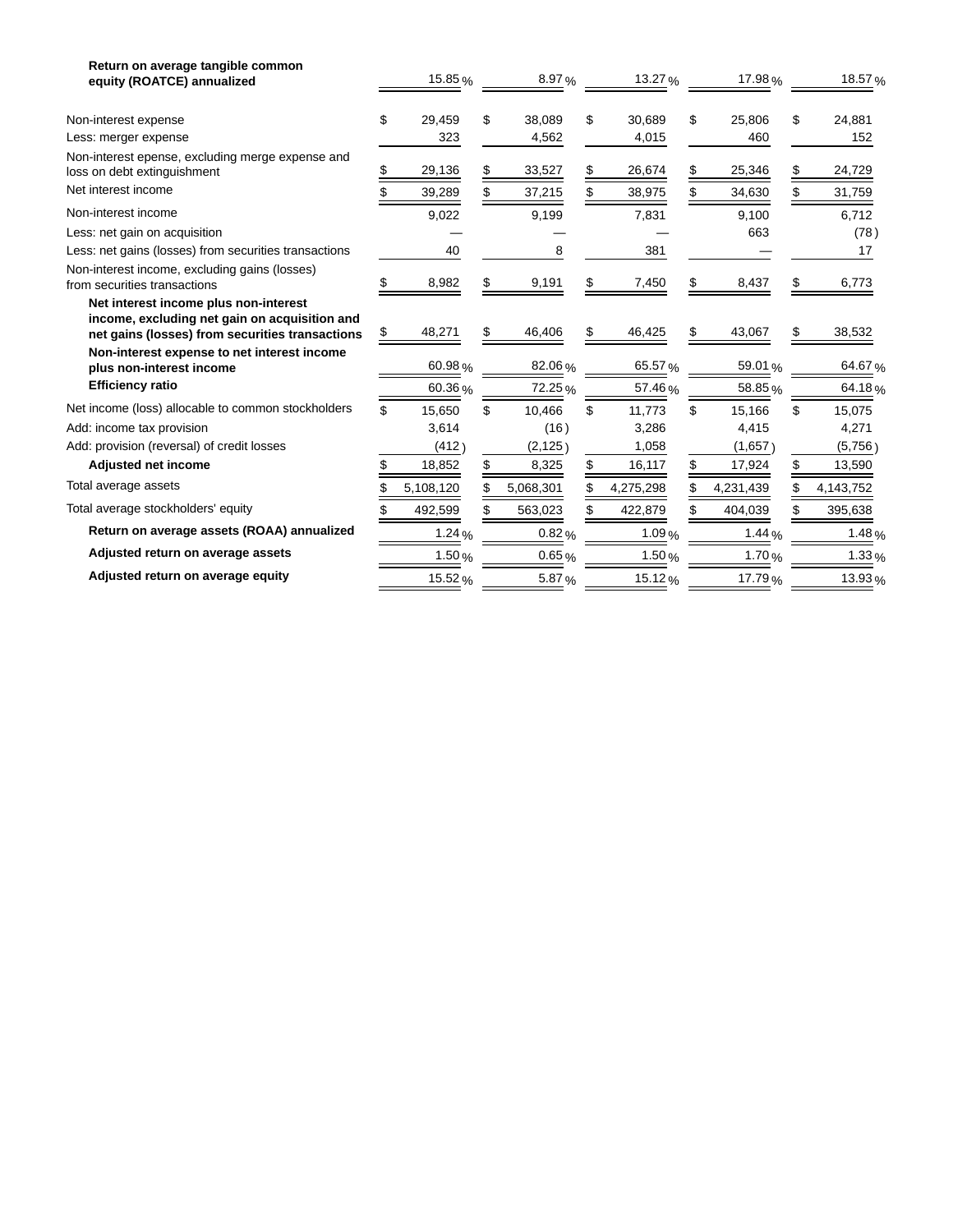| | | | | | |
|---|---|---|---|---|---|
| **Return on average tangible common equity (ROATCE) annualized** | 15.85 % | 8.97 % | 13.27 % | 17.98 % | 18.57 % |
| Non-interest expense | $ 29,459 | $ 38,089 | $ 30,689 | $ 25,806 | $ 24,881 |
| Less: merger expense | 323 | 4,562 | 4,015 | 460 | 152 |
| Non-interest epense, excluding merge expense and loss on debt extinguishment | $ 29,136 | $ 33,527 | $ 26,674 | $ 25,346 | $ 24,729 |
| Net interest income | $ 39,289 | $ 37,215 | $ 38,975 | $ 34,630 | $ 31,759 |
| Non-interest income | 9,022 | 9,199 | 7,831 | 9,100 | 6,712 |
| Less: net gain on acquisition | — | — | — | 663 | (78) |
| Less: net gains (losses) from securities transactions | 40 | 8 | 381 | — | 17 |
| Non-interest income, excluding gains (losses) from securities transactions | $ 8,982 | $ 9,191 | $ 7,450 | $ 8,437 | $ 6,773 |
| **Net interest income plus non-interest income, excluding net gain on acquisition and net gains (losses) from securities transactions** | $ 48,271 | $ 46,406 | $ 46,425 | $ 43,067 | $ 38,532 |
| **Non-interest expense to net interest income plus non-interest income** | 60.98 % | 82.06 % | 65.57 % | 59.01 % | 64.67 % |
| **Efficiency ratio** | 60.36 % | 72.25 % | 57.46 % | 58.85 % | 64.18 % |
| Net income (loss) allocable to common stockholders | $ 15,650 | $ 10,466 | $ 11,773 | $ 15,166 | $ 15,075 |
| Add: income tax provision | 3,614 | (16) | 3,286 | 4,415 | 4,271 |
| Add: provision (reversal) of credit losses | (412) | (2,125) | 1,058 | (1,657) | (5,756) |
| **Adjusted net income** | $ 18,852 | $ 8,325 | $ 16,117 | $ 17,924 | $ 13,590 |
| Total average assets | $ 5,108,120 | $ 5,068,301 | $ 4,275,298 | $ 4,231,439 | $ 4,143,752 |
| Total average stockholders' equity | $ 492,599 | $ 563,023 | $ 422,879 | $ 404,039 | $ 395,638 |
| **Return on average assets (ROAA) annualized** | 1.24 % | 0.82 % | 1.09 % | 1.44 % | 1.48 % |
| **Adjusted return on average assets** | 1.50 % | 0.65 % | 1.50 % | 1.70 % | 1.33 % |
| **Adjusted return on average equity** | 15.52 % | 5.87 % | 15.12 % | 17.79 % | 13.93 % |